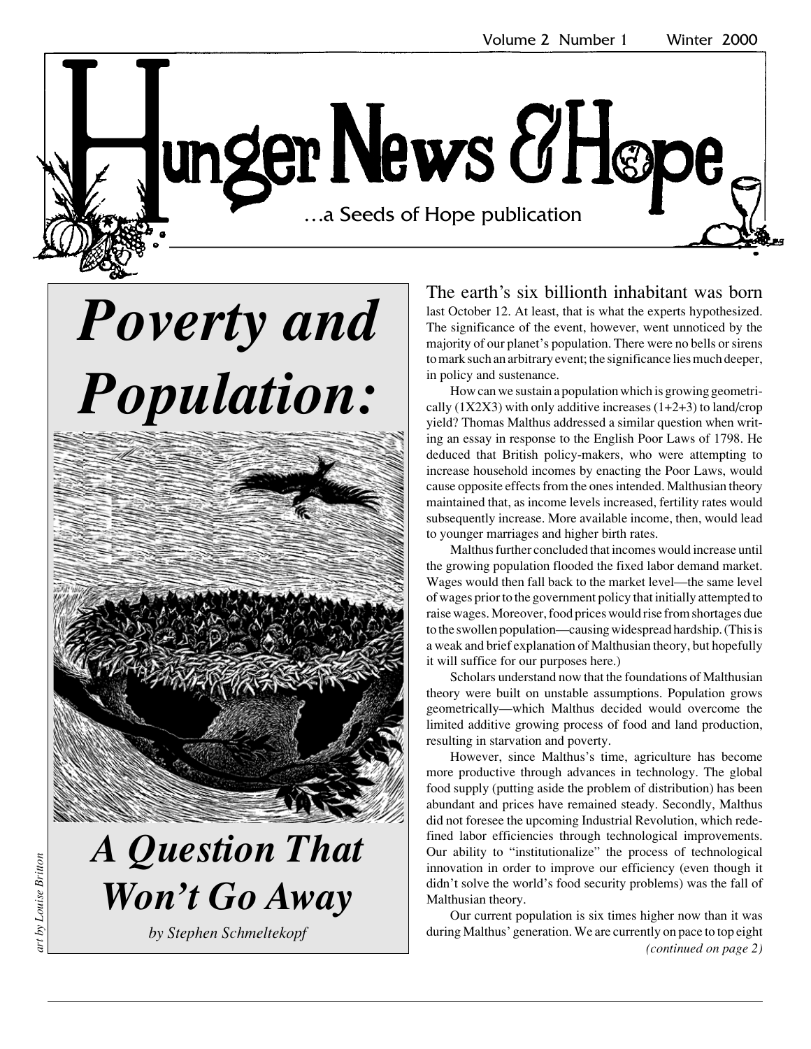# Hunger News & Hope

…a Seeds of Hope publication

Volume 2 Number 1 Winter 2000

# *Poverty and Population: A Question That Won't Go Away*

*by Stephen Schmeltekopf*

*art by Louise Britton*

The earth's six billionth inhabitant was born last October 12. At least, that is what the experts hypothesized. The significance of the event, however, went unnoticed by the majority of our planet's population. There were no bells or sirens to mark such an arbitrary event; the significance lies much deeper, in policy and sustenance.

How can we sustain a population which is growing geometrically (1X2X3) with only additive increases (1+2+3) to land/crop yield? Thomas Malthus addressed a similar question when writing an essay in response to the English Poor Laws of 1798. He deduced that British policy-makers, who were attempting to increase household incomes by enacting the Poor Laws, would cause opposite effects from the ones intended. Malthusian theory maintained that, as income levels increased, fertility rates would subsequently increase. More available income, then, would lead to younger marriages and higher birth rates.

Malthus further concluded that incomes would increase until the growing population flooded the fixed labor demand market. Wages would then fall back to the market level—the same level of wages prior to the government policy that initially attempted to raise wages. Moreover, food prices would rise from shortages due to the swollen population—causing widespread hardship. (This is a weak and brief explanation of Malthusian theory, but hopefully it will suffice for our purposes here.)

Scholars understand now that the foundations of Malthusian theory were built on unstable assumptions. Population grows geometrically—which Malthus decided would overcome the limited additive growing process of food and land production, resulting in starvation and poverty.

However, since Malthus's time, agriculture has become more productive through advances in technology. The global food supply (putting aside the problem of distribution) has been abundant and prices have remained steady. Secondly, Malthus did not foresee the upcoming Industrial Revolution, which redefined labor efficiencies through technological improvements. Our ability to "institutionalize" the process of technological innovation in order to improve our efficiency (even though it didn't solve the world's food security problems) was the fall of Malthusian theory.

Our current population is six times higher now than it was during Malthus' generation. We are currently on pace to top eight

*(continued on page 2)*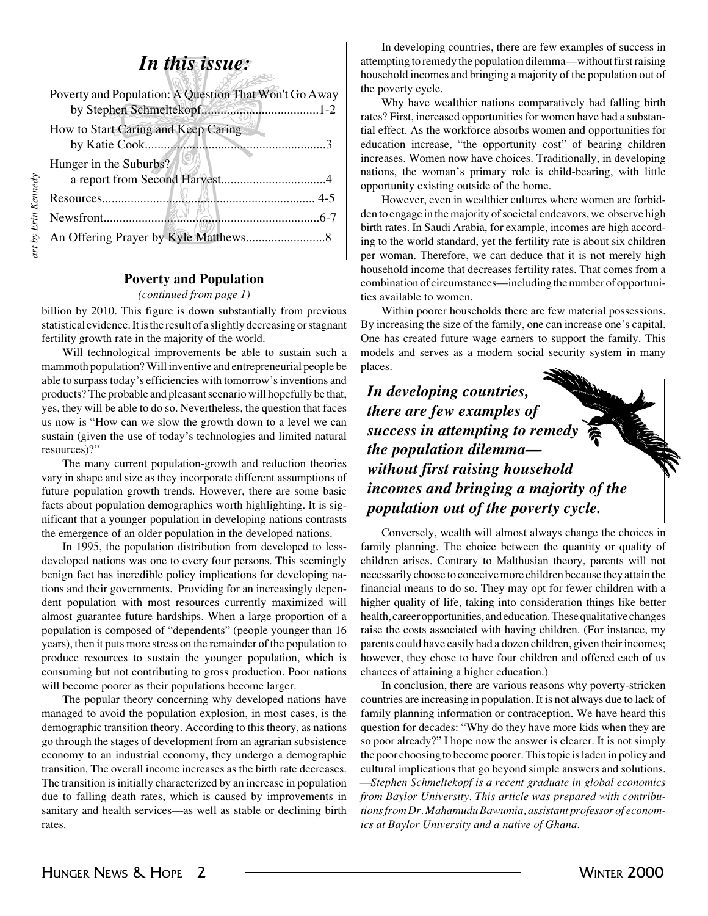## In this issue:

Poverty and Population: A Question That Won't Go Away by Stephen Schmeltekopf....................................1-2

How to Start Caring and Keep Caring by Katie Cook.........................................................3

Hunger in the Suburbs? a report from Second Harvest.................................4

Resources.................................................................. 4-5

Newsfront...................................................................6-7

An Offering Prayer by Kyle Matthews.........................8

*art by Erin Kennedy*

### Poverty and Population

*(continued from page 1)*

billion by 2010. This figure is down substantially from previous statistical evidence. It is the result of a slightly decreasing or stagnant fertility growth rate in the majority of the world.

Will technological improvements be able to sustain such a mammoth population? Will inventive and entrepreneurial people be able to surpass today's efficiencies with tomorrow's inventions and products? The probable and pleasant scenario will hopefully be that, yes, they will be able to do so. Nevertheless, the question that faces us now is "How can we slow the growth down to a level we can sustain (given the use of today's technologies and limited natural resources)?"

The many current population-growth and reduction theories vary in shape and size as they incorporate different assumptions of future population growth trends. However, there are some basic facts about population demographics worth highlighting. It is significant that a younger population in developing nations contrasts the emergence of an older population in the developed nations.

In 1995, the population distribution from developed to less-developed nations was one to every four persons. This seemingly benign fact has incredible policy implications for developing nations and their governments. Providing for an increasingly dependent population with most resources currently maximized will almost guarantee future hardships. When a large proportion of a population is composed of "dependents" (people younger than 16 years), then it puts more stress on the remainder of the population to produce resources to sustain the younger population, which is consuming but not contributing to gross production. Poor nations will become poorer as their populations become larger.

The popular theory concerning why developed nations have managed to avoid the population explosion, in most cases, is the demographic transition theory. According to this theory, as nations go through the stages of development from an agrarian subsistence economy to an industrial economy, they undergo a demographic transition. The overall income increases as the birth rate decreases. The transition is initially characterized by an increase in population due to falling death rates, which is caused by improvements in sanitary and health services—as well as stable or declining birth rates.

In developing countries, there are few examples of success in attempting to remedy the population dilemma—without first raising household incomes and bringing a majority of the population out of the poverty cycle.

Why have wealthier nations comparatively had falling birth rates? First, increased opportunities for women have had a substantial effect. As the workforce absorbs women and opportunities for education increase, "the opportunity cost" of bearing children increases. Women now have choices. Traditionally, in developing nations, the woman's primary role is child-bearing, with little opportunity existing outside of the home.

However, even in wealthier cultures where women are forbidden to engage in the majority of societal endeavors, we observe high birth rates. In Saudi Arabia, for example, incomes are high according to the world standard, yet the fertility rate is about six children per woman. Therefore, we can deduce that it is not merely high household income that decreases fertility rates. That comes from a combination of circumstances—including the number of opportunities available to women.

Within poorer households there are few material possessions. By increasing the size of the family, one can increase one's capital. One has created future wage earners to support the family. This models and serves as a modern social security system in many places.

> ***In developing countries, there are few examples of success in attempting to remedy the population dilemma—without first raising household incomes and bringing a majority of the population out of the poverty cycle.***

Conversely, wealth will almost always change the choices in family planning. The choice between the quantity or quality of children arises. Contrary to Malthusian theory, parents will not necessarily choose to conceive more children because they attain the financial means to do so. They may opt for fewer children with a higher quality of life, taking into consideration things like better health, career opportunities, and education. These qualitative changes raise the costs associated with having children. (For instance, my parents could have easily had a dozen children, given their incomes; however, they chose to have four children and offered each of us chances of attaining a higher education.)

In conclusion, there are various reasons why poverty-stricken countries are increasing in population. It is not always due to lack of family planning information or contraception. We have heard this question for decades: "Why do they have more kids when they are so poor already?" I hope now the answer is clearer. It is not simply the poor choosing to become poorer. This topic is laden in policy and cultural implications that go beyond simple answers and solutions.

*—Stephen Schmeltekopf is a recent graduate in global economics from Baylor University. This article was prepared with contributions from Dr. Mahamudu Bawumia, assistant professor of economics at Baylor University and a native of Ghana.*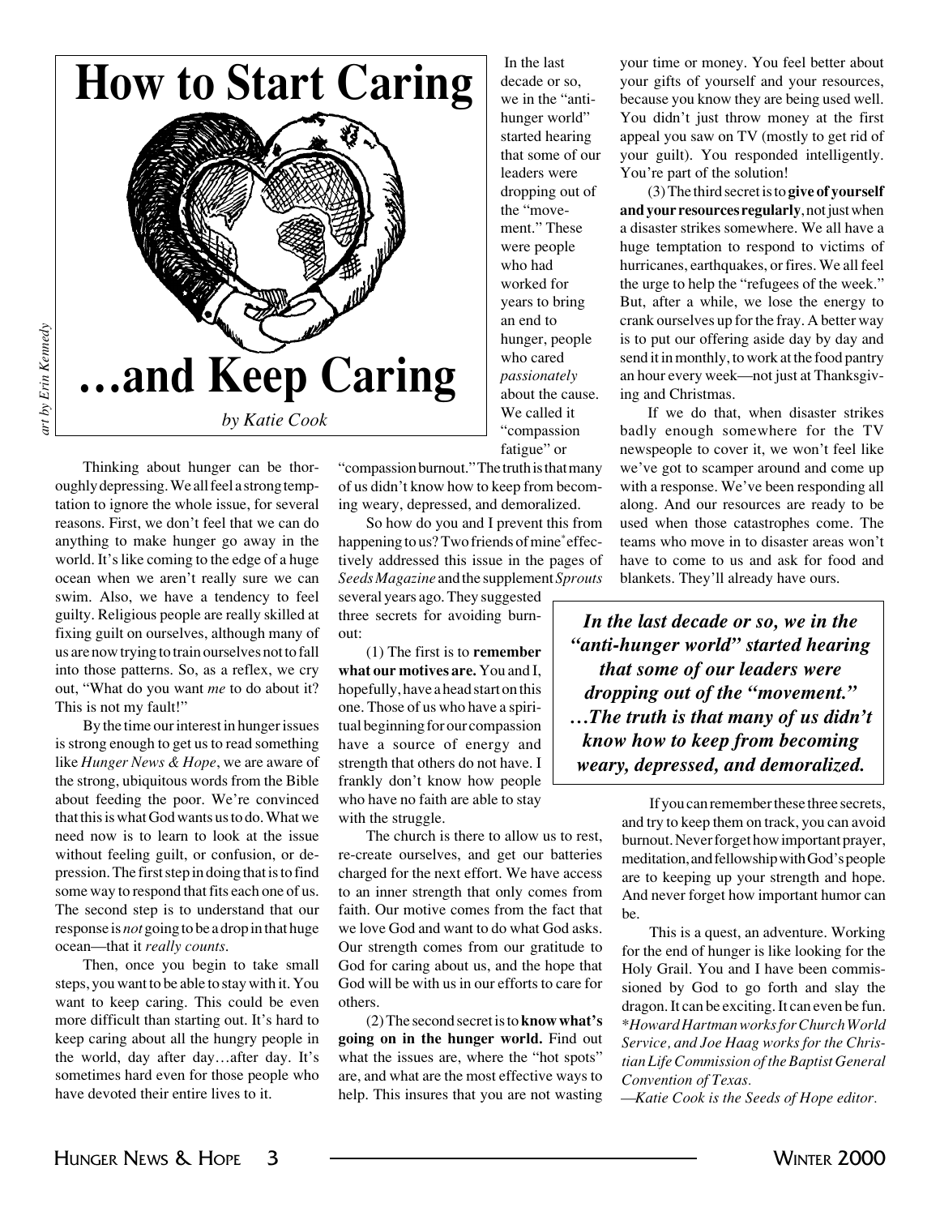# How to Start Caring …and Keep Caring

*by Katie Cook*

*art by Erin Kennedy*

Thinking about hunger can be thoroughly depressing. We all feel a strong temptation to ignore the whole issue, for several reasons. First, we don't feel that we can do anything to make hunger go away in the world. It's like coming to the edge of a huge ocean when we aren't really sure we can swim. Also, we have a tendency to feel guilty. Religious people are really skilled at fixing guilt on ourselves, although many of us are now trying to train ourselves not to fall into those patterns. So, as a reflex, we cry out, "What do you want *me* to do about it? This is not my fault!"

By the time our interest in hunger issues is strong enough to get us to read something like *Hunger News & Hope*, we are aware of the strong, ubiquitous words from the Bible about feeding the poor. We're convinced that this is what God wants us to do. What we need now is to learn to look at the issue without feeling guilt, or confusion, or depression. The first step in doing that is to find some way to respond that fits each one of us. The second step is to understand that our response is *not* going to be a drop in that huge ocean—that it *really counts*.

Then, once you begin to take small steps, you want to be able to stay with it. You want to keep caring. This could be even more difficult than starting out. It's hard to keep caring about all the hungry people in the world, day after day…after day. It's sometimes hard even for those people who have devoted their entire lives to it.

In the last decade or so, we in the "anti-hunger world" started hearing that some of our leaders were dropping out of the "movement." These were people who had worked for years to bring an end to hunger, people who cared *passionately* about the cause. We called it "compassion fatigue" or "compassion burnout." The truth is that many of us didn't know how to keep from becoming weary, depressed, and demoralized.

So how do you and I prevent this from happening to us? Two friends of mine* effectively addressed this issue in the pages of *Seeds Magazine* and the supplement *Sprouts* several years ago. They suggested three secrets for avoiding burnout:

(1) The first is to **remember what our motives are.** You and I, hopefully, have a head start on this one. Those of us who have a spiritual beginning for our compassion have a source of energy and strength that others do not have. I frankly don't know how people who have no faith are able to stay with the struggle.

The church is there to allow us to rest, re-create ourselves, and get our batteries charged for the next effort. We have access to an inner strength that only comes from faith. Our motive comes from the fact that we love God and want to do what God asks. Our strength comes from our gratitude to God for caring about us, and the hope that God will be with us in our efforts to care for others.

(2) The second secret is to **know what's going on in the hunger world.** Find out what the issues are, where the "hot spots" are, and what are the most effective ways to help. This insures that you are not wasting your time or money. You feel better about your gifts of yourself and your resources, because you know they are being used well. You didn't just throw money at the first appeal you saw on TV (mostly to get rid of your guilt). You responded intelligently. You're part of the solution!

(3) The third secret is to **give of yourself and your resources regularly**, not just when a disaster strikes somewhere. We all have a huge temptation to respond to victims of hurricanes, earthquakes, or fires. We all feel the urge to help the "refugees of the week." But, after a while, we lose the energy to crank ourselves up for the fray. A better way is to put our offering aside day by day and send it in monthly, to work at the food pantry an hour every week—not just at Thanksgiving and Christmas.

If we do that, when disaster strikes badly enough somewhere for the TV newspeople to cover it, we won't feel like we've got to scamper around and come up with a response. We've been responding all along. And our resources are ready to be used when those catastrophes come. The teams who move in to disaster areas won't have to come to us and ask for food and blankets. They'll already have ours.

> ***In the last decade or so, we in the "anti-hunger world" started hearing that some of our leaders were dropping out of the "movement." …The truth is that many of us didn't know how to keep from becoming weary, depressed, and demoralized.***

If you can remember these three secrets, and try to keep them on track, you can avoid burnout. Never forget how important prayer, meditation, and fellowship with God's people are to keeping up your strength and hope. And never forget how important humor can be.

This is a quest, an adventure. Working for the end of hunger is like looking for the Holy Grail. You and I have been commissioned by God to go forth and slay the dragon. It can be exciting. It can even be fun.

**Howard Hartman works for Church World Service, and Joe Haag works for the Christian Life Commission of the Baptist General Convention of Texas.*

*—Katie Cook is the Seeds of Hope editor.*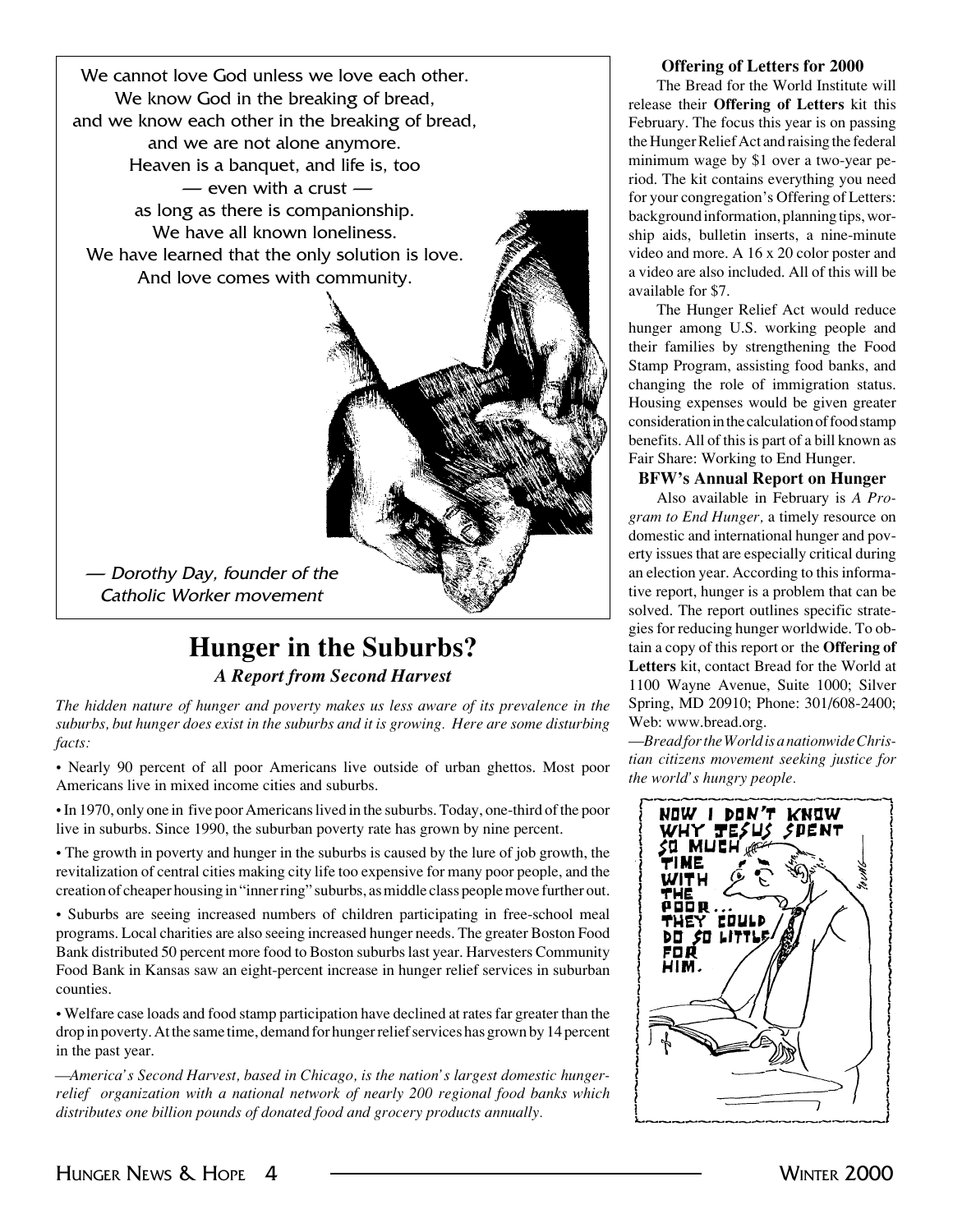We cannot love God unless we love each other.
We know God in the breaking of bread,
and we know each other in the breaking of bread,
and we are not alone anymore.
Heaven is a banquet, and life is, too
— even with a crust —
as long as there is companionship.
We have all known loneliness.
We have learned that the only solution is love.
And love comes with community.

*— Dorothy Day, founder of the Catholic Worker movement*

# Hunger in the Suburbs?

### *A Report from Second Harvest*

*The hidden nature of hunger and poverty makes us less aware of its prevalence in the suburbs, but hunger does exist in the suburbs and it is growing. Here are some disturbing facts:*

• Nearly 90 percent of all poor Americans live outside of urban ghettos. Most poor Americans live in mixed income cities and suburbs.

• In 1970, only one in five poor Americans lived in the suburbs. Today, one-third of the poor live in suburbs. Since 1990, the suburban poverty rate has grown by nine percent.

• The growth in poverty and hunger in the suburbs is caused by the lure of job growth, the revitalization of central cities making city life too expensive for many poor people, and the creation of cheaper housing in "inner ring" suburbs, as middle class people move further out.

• Suburbs are seeing increased numbers of children participating in free-school meal programs. Local charities are also seeing increased hunger needs. The greater Boston Food Bank distributed 50 percent more food to Boston suburbs last year. Harvesters Community Food Bank in Kansas saw an eight-percent increase in hunger relief services in suburban counties.

• Welfare case loads and food stamp participation have declined at rates far greater than the drop in poverty. At the same time, demand for hunger relief services has grown by 14 percent in the past year.

*—America's Second Harvest, based in Chicago, is the nation's largest domestic hunger-relief organization with a national network of nearly 200 regional food banks which distributes one billion pounds of donated food and grocery products annually.*

### Offering of Letters for 2000

The Bread for the World Institute will release their **Offering of Letters** kit this February. The focus this year is on passing the Hunger Relief Act and raising the federal minimum wage by $1 over a two-year period. The kit contains everything you need for your congregation's Offering of Letters: background information, planning tips, worship aids, bulletin inserts, a nine-minute video and more. A 16 x 20 color poster and a video are also included. All of this will be available for $7.

The Hunger Relief Act would reduce hunger among U.S. working people and their families by strengthening the Food Stamp Program, assisting food banks, and changing the role of immigration status. Housing expenses would be given greater consideration in the calculation of food stamp benefits. All of this is part of a bill known as Fair Share: Working to End Hunger.

### BFW's Annual Report on Hunger

Also available in February is *A Program to End Hunger,* a timely resource on domestic and international hunger and poverty issues that are especially critical during an election year. According to this informative report, hunger is a problem that can be solved. The report outlines specific strategies for reducing hunger worldwide. To obtain a copy of this report or the **Offering of Letters** kit, contact Bread for the World at 1100 Wayne Avenue, Suite 1000; Silver Spring, MD 20910; Phone: 301/608-2400; Web: www.bread.org.

*—Bread for the World is a nationwide Christian citizens movement seeking justice for the world's hungry people.*

NOW I DON'T KNOW WHY JESUS SPENT SO MUCH TIME WITH THE POOR... THEY COULD DO SO LITTLE FOR HIM.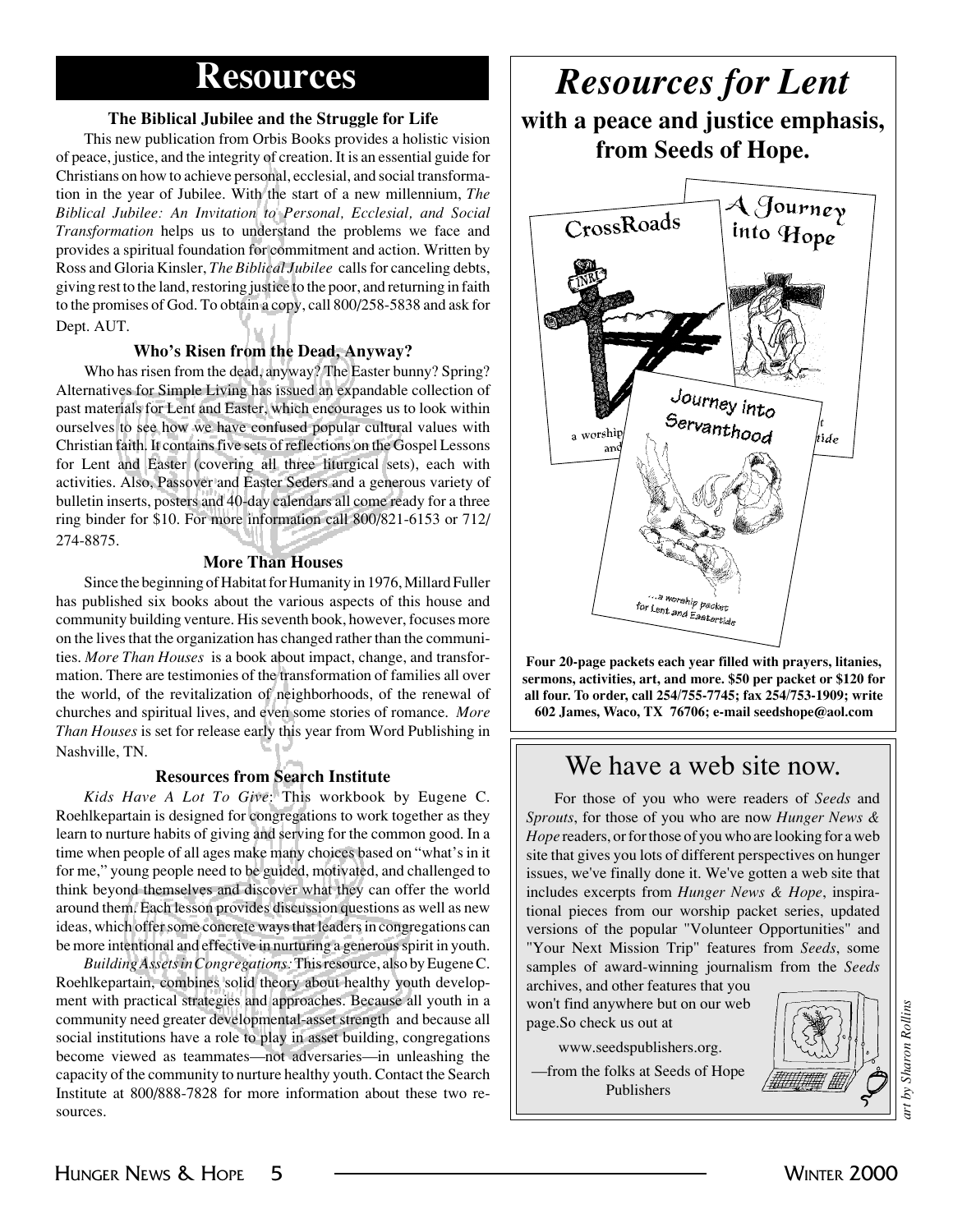# Resources

### The Biblical Jubilee and the Struggle for Life

This new publication from Orbis Books provides a holistic vision of peace, justice, and the integrity of creation. It is an essential guide for Christians on how to achieve personal, ecclesial, and social transformation in the year of Jubilee. With the start of a new millennium, *The Biblical Jubilee: An Invitation to Personal, Ecclesial, and Social Transformation* helps us to understand the problems we face and provides a spiritual foundation for commitment and action. Written by Ross and Gloria Kinsler, *The Biblical Jubilee* calls for canceling debts, giving rest to the land, restoring justice to the poor, and returning in faith to the promises of God. To obtain a copy, call 800/258-5838 and ask for Dept. AUT.

### Who's Risen from the Dead, Anyway?

Who has risen from the dead, anyway? The Easter bunny? Spring? Alternatives for Simple Living has issued an expandable collection of past materials for Lent and Easter, which encourages us to look within ourselves to see how we have confused popular cultural values with Christian faith. It contains five sets of reflections on the Gospel Lessons for Lent and Easter (covering all three liturgical sets), each with activities. Also, Passover and Easter Seders and a generous variety of bulletin inserts, posters and 40-day calendars all come ready for a three ring binder for $10. For more information call 800/821-6153 or 712/274-8875.

### More Than Houses

Since the beginning of Habitat for Humanity in 1976, Millard Fuller has published six books about the various aspects of this house and community building venture. His seventh book, however, focuses more on the lives that the organization has changed rather than the communities. *More Than Houses* is a book about impact, change, and transformation. There are testimonies of the transformation of families all over the world, of the revitalization of neighborhoods, of the renewal of churches and spiritual lives, and even some stories of romance. *More Than Houses* is set for release early this year from Word Publishing in Nashville, TN.

### Resources from Search Institute

*Kids Have A Lot To Give*: This workbook by Eugene C. Roehlkepartain is designed for congregations to work together as they learn to nurture habits of giving and serving for the common good. In a time when people of all ages make many choices based on "what's in it for me," young people need to be guided, motivated, and challenged to think beyond themselves and discover what they can offer the world around them. Each lesson provides discussion questions as well as new ideas, which offer some concrete ways that leaders in congregations can be more intentional and effective in nurturing a generous spirit in youth.

*Building Assets in Congregations:* This resource, also by Eugene C. Roehlkepartain, combines solid theory about healthy youth development with practical strategies and approaches. Because all youth in a community need greater developmental-asset strength and because all social institutions have a role to play in asset building, congregations become viewed as teammates—not adversaries—in unleashing the capacity of the community to nurture healthy youth. Contact the Search Institute at 800/888-7828 for more information about these two resources.

# *Resources for Lent*

## with a peace and justice emphasis, from Seeds of Hope.

CrossRoads

A Journey into Hope

Journey into Servanthood

...a worship packet for Lent and Eastertide

**Four 20-page packets each year filled with prayers, litanies, sermons, activities, art, and more. $50 per packet or $120 for all four. To order, call 254/755-7745; fax 254/753-1909; write 602 James, Waco, TX 76706; e-mail seedshope@aol.com**

## We have a web site now.

For those of you who were readers of *Seeds* and *Sprouts*, for those of you who are now *Hunger News & Hope* readers, or for those of you who are looking for a web site that gives you lots of different perspectives on hunger issues, we've finally done it. We've gotten a web site that includes excerpts from *Hunger News & Hope*, inspirational pieces from our worship packet series, updated versions of the popular "Volunteer Opportunities" and "Your Next Mission Trip" features from *Seeds*, some samples of award-winning journalism from the *Seeds* archives, and other features that you won't find anywhere but on our web page.So check us out at

www.seedspublishers.org.

—from the folks at Seeds of Hope Publishers

*art by Sharon Rollins*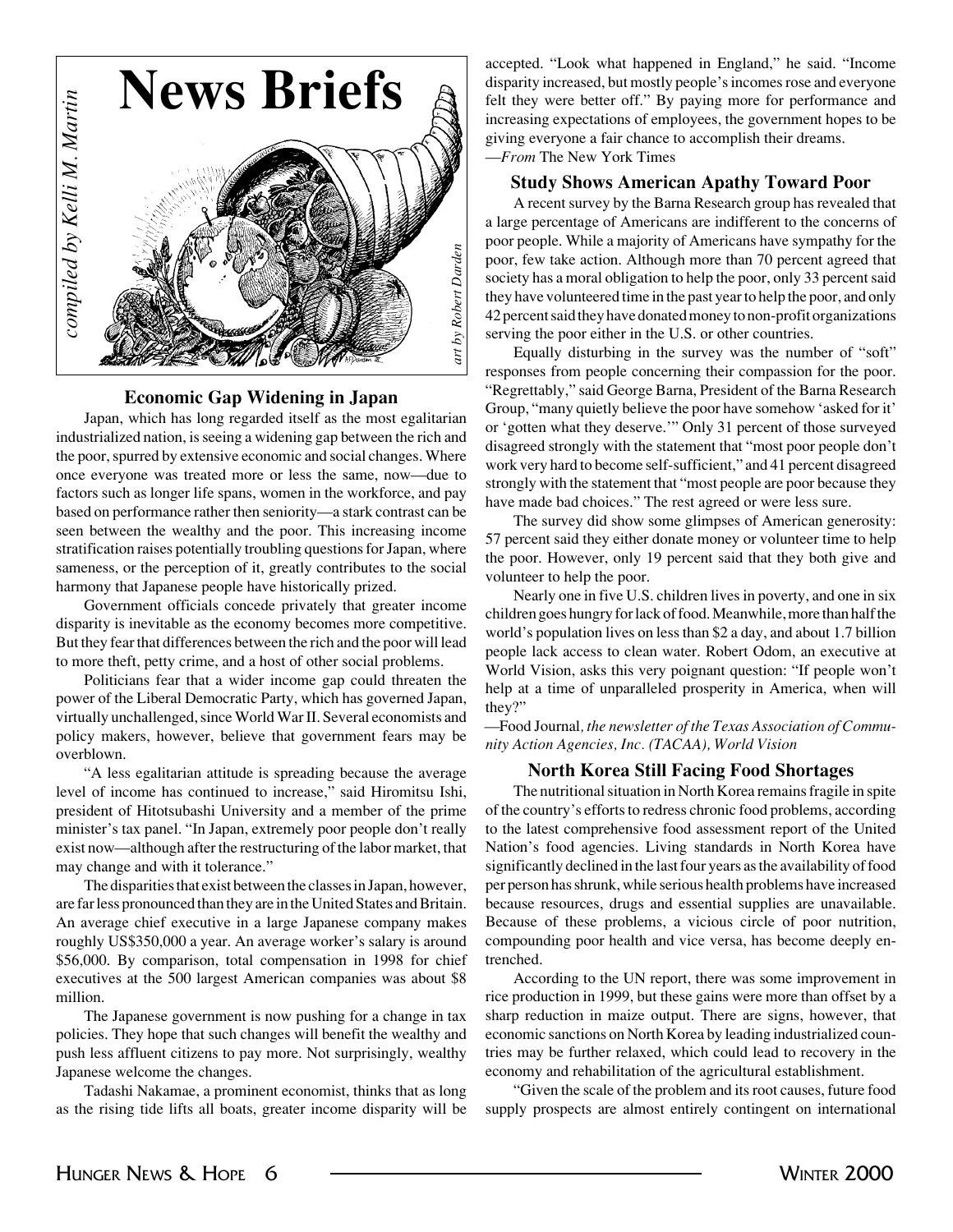# News Briefs

*compiled by Kelli M. Martin*

*art by Robert Darden*

## Economic Gap Widening in Japan

Japan, which has long regarded itself as the most egalitarian industrialized nation, is seeing a widening gap between the rich and the poor, spurred by extensive economic and social changes. Where once everyone was treated more or less the same, now—due to factors such as longer life spans, women in the workforce, and pay based on performance rather then seniority—a stark contrast can be seen between the wealthy and the poor. This increasing income stratification raises potentially troubling questions for Japan, where sameness, or the perception of it, greatly contributes to the social harmony that Japanese people have historically prized.

Government officials concede privately that greater income disparity is inevitable as the economy becomes more competitive. But they fear that differences between the rich and the poor will lead to more theft, petty crime, and a host of other social problems.

Politicians fear that a wider income gap could threaten the power of the Liberal Democratic Party, which has governed Japan, virtually unchallenged, since World War II. Several economists and policy makers, however, believe that government fears may be overblown.

"A less egalitarian attitude is spreading because the average level of income has continued to increase," said Hiromitsu Ishi, president of Hitotsubashi University and a member of the prime minister's tax panel. "In Japan, extremely poor people don't really exist now—although after the restructuring of the labor market, that may change and with it tolerance."

The disparities that exist between the classes in Japan, however, are far less pronounced than they are in the United States and Britain. An average chief executive in a large Japanese company makes roughly US$350,000 a year. An average worker's salary is around $56,000. By comparison, total compensation in 1998 for chief executives at the 500 largest American companies was about $8 million.

The Japanese government is now pushing for a change in tax policies. They hope that such changes will benefit the wealthy and push less affluent citizens to pay more. Not surprisingly, wealthy Japanese welcome the changes.

Tadashi Nakamae, a prominent economist, thinks that as long as the rising tide lifts all boats, greater income disparity will be accepted. "Look what happened in England," he said. "Income disparity increased, but mostly people's incomes rose and everyone felt they were better off." By paying more for performance and increasing expectations of employees, the government hopes to be giving everyone a fair chance to accomplish their dreams.

—*From* The New York Times

## Study Shows American Apathy Toward Poor

A recent survey by the Barna Research group has revealed that a large percentage of Americans are indifferent to the concerns of poor people. While a majority of Americans have sympathy for the poor, few take action. Although more than 70 percent agreed that society has a moral obligation to help the poor, only 33 percent said they have volunteered time in the past year to help the poor, and only 42 percent said they have donated money to non-profit organizations serving the poor either in the U.S. or other countries.

Equally disturbing in the survey was the number of "soft" responses from people concerning their compassion for the poor. "Regrettably," said George Barna, President of the Barna Research Group, "many quietly believe the poor have somehow 'asked for it' or 'gotten what they deserve.'" Only 31 percent of those surveyed disagreed strongly with the statement that "most poor people don't work very hard to become self-sufficient," and 41 percent disagreed strongly with the statement that "most people are poor because they have made bad choices." The rest agreed or were less sure.

The survey did show some glimpses of American generosity: 57 percent said they either donate money or volunteer time to help the poor. However, only 19 percent said that they both give and volunteer to help the poor.

Nearly one in five U.S. children lives in poverty, and one in six children goes hungry for lack of food. Meanwhile, more than half the world's population lives on less than $2 a day, and about 1.7 billion people lack access to clean water. Robert Odom, an executive at World Vision, asks this very poignant question: "If people won't help at a time of unparalleled prosperity in America, when will they?"

—Food Journal*, the newsletter of the Texas Association of Community Action Agencies, Inc. (TACAA), World Vision*

## North Korea Still Facing Food Shortages

The nutritional situation in North Korea remains fragile in spite of the country's efforts to redress chronic food problems, according to the latest comprehensive food assessment report of the United Nation's food agencies. Living standards in North Korea have significantly declined in the last four years as the availability of food per person has shrunk, while serious health problems have increased because resources, drugs and essential supplies are unavailable. Because of these problems, a vicious circle of poor nutrition, compounding poor health and vice versa, has become deeply entrenched.

According to the UN report, there was some improvement in rice production in 1999, but these gains were more than offset by a sharp reduction in maize output. There are signs, however, that economic sanctions on North Korea by leading industrialized countries may be further relaxed, which could lead to recovery in the economy and rehabilitation of the agricultural establishment.

"Given the scale of the problem and its root causes, future food supply prospects are almost entirely contingent on international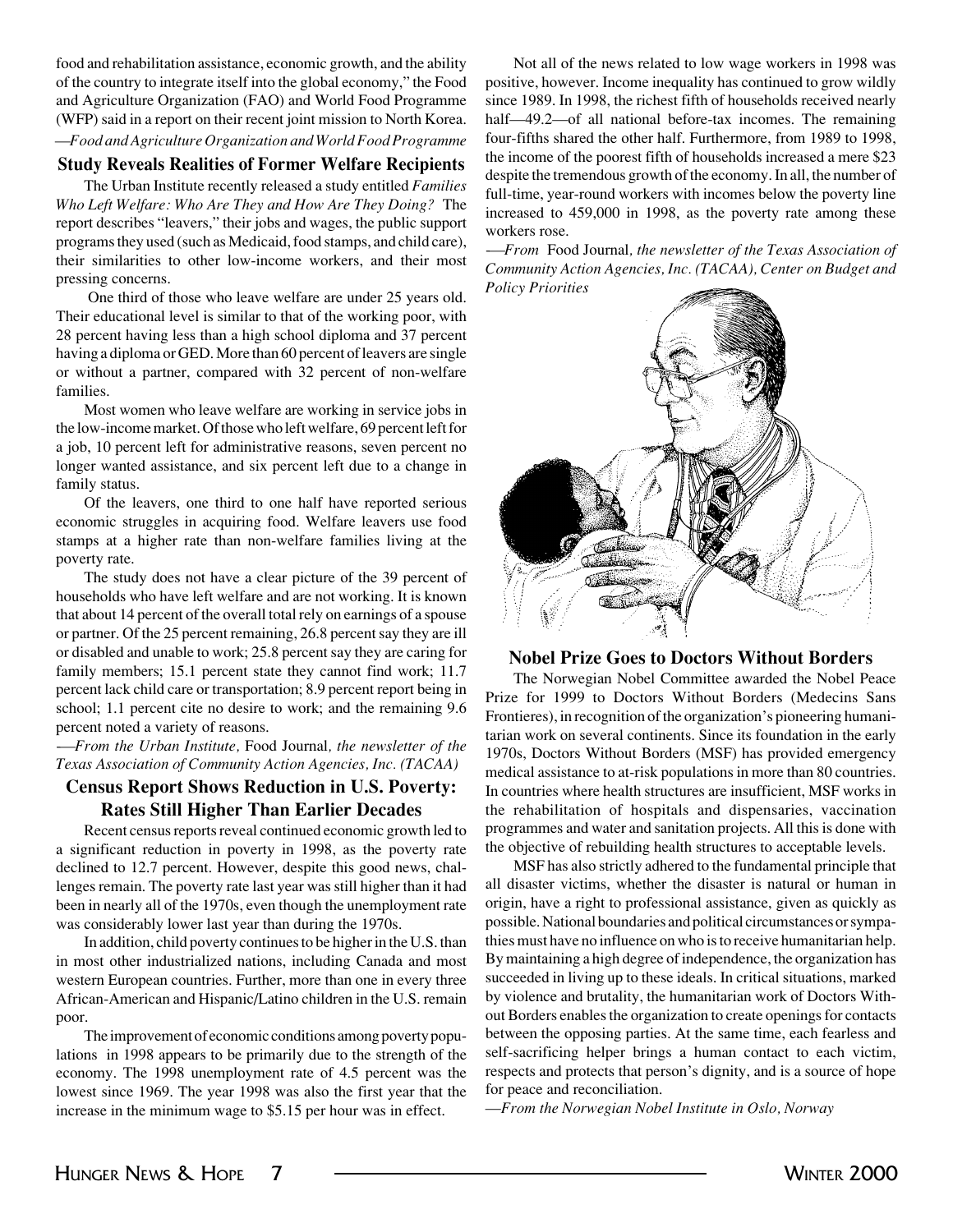food and rehabilitation assistance, economic growth, and the ability of the country to integrate itself into the global economy," the Food and Agriculture Organization (FAO) and World Food Programme (WFP) said in a report on their recent joint mission to North Korea.

*—Food and Agriculture Organization and World Food Programme*

### Study Reveals Realities of Former Welfare Recipients

The Urban Institute recently released a study entitled *Families Who Left Welfare: Who Are They and How Are They Doing?* The report describes "leavers," their jobs and wages, the public support programs they used (such as Medicaid, food stamps, and child care), their similarities to other low-income workers, and their most pressing concerns.

One third of those who leave welfare are under 25 years old. Their educational level is similar to that of the working poor, with 28 percent having less than a high school diploma and 37 percent having a diploma or GED. More than 60 percent of leavers are single or without a partner, compared with 32 percent of non-welfare families.

Most women who leave welfare are working in service jobs in the low-income market. Of those who left welfare, 69 percent left for a job, 10 percent left for administrative reasons, seven percent no longer wanted assistance, and six percent left due to a change in family status.

Of the leavers, one third to one half have reported serious economic struggles in acquiring food. Welfare leavers use food stamps at a higher rate than non-welfare families living at the poverty rate.

The study does not have a clear picture of the 39 percent of households who have left welfare and are not working. It is known that about 14 percent of the overall total rely on earnings of a spouse or partner. Of the 25 percent remaining, 26.8 percent say they are ill or disabled and unable to work; 25.8 percent say they are caring for family members; 15.1 percent state they cannot find work; 11.7 percent lack child care or transportation; 8.9 percent report being in school; 1.1 percent cite no desire to work; and the remaining 9.6 percent noted a variety of reasons.

*—From the Urban Institute,* Food Journal*, the newsletter of the Texas Association of Community Action Agencies, Inc. (TACAA)*

### Census Report Shows Reduction in U.S. Poverty: Rates Still Higher Than Earlier Decades

Recent census reports reveal continued economic growth led to a significant reduction in poverty in 1998, as the poverty rate declined to 12.7 percent. However, despite this good news, challenges remain. The poverty rate last year was still higher than it had been in nearly all of the 1970s, even though the unemployment rate was considerably lower last year than during the 1970s.

In addition, child poverty continues to be higher in the U.S. than in most other industrialized nations, including Canada and most western European countries. Further, more than one in every three African-American and Hispanic/Latino children in the U.S. remain poor.

The improvement of economic conditions among poverty populations in 1998 appears to be primarily due to the strength of the economy. The 1998 unemployment rate of 4.5 percent was the lowest since 1969. The year 1998 was also the first year that the increase in the minimum wage to $5.15 per hour was in effect.

Not all of the news related to low wage workers in 1998 was positive, however. Income inequality has continued to grow wildly since 1989. In 1998, the richest fifth of households received nearly half—49.2—of all national before-tax incomes. The remaining four-fifths shared the other half. Furthermore, from 1989 to 1998, the income of the poorest fifth of households increased a mere $23 despite the tremendous growth of the economy. In all, the number of full-time, year-round workers with incomes below the poverty line increased to 459,000 in 1998, as the poverty rate among these workers rose.

*—From* Food Journal*, the newsletter of the Texas Association of Community Action Agencies, Inc. (TACAA), Center on Budget and Policy Priorities*

### Nobel Prize Goes to Doctors Without Borders

The Norwegian Nobel Committee awarded the Nobel Peace Prize for 1999 to Doctors Without Borders (Medecins Sans Frontieres), in recognition of the organization's pioneering humanitarian work on several continents. Since its foundation in the early 1970s, Doctors Without Borders (MSF) has provided emergency medical assistance to at-risk populations in more than 80 countries. In countries where health structures are insufficient, MSF works in the rehabilitation of hospitals and dispensaries, vaccination programmes and water and sanitation projects. All this is done with the objective of rebuilding health structures to acceptable levels.

MSF has also strictly adhered to the fundamental principle that all disaster victims, whether the disaster is natural or human in origin, have a right to professional assistance, given as quickly as possible. National boundaries and political circumstances or sympathies must have no influence on who is to receive humanitarian help. By maintaining a high degree of independence, the organization has succeeded in living up to these ideals. In critical situations, marked by violence and brutality, the humanitarian work of Doctors Without Borders enables the organization to create openings for contacts between the opposing parties. At the same time, each fearless and self-sacrificing helper brings a human contact to each victim, respects and protects that person's dignity, and is a source of hope for peace and reconciliation.

*—From the Norwegian Nobel Institute in Oslo, Norway*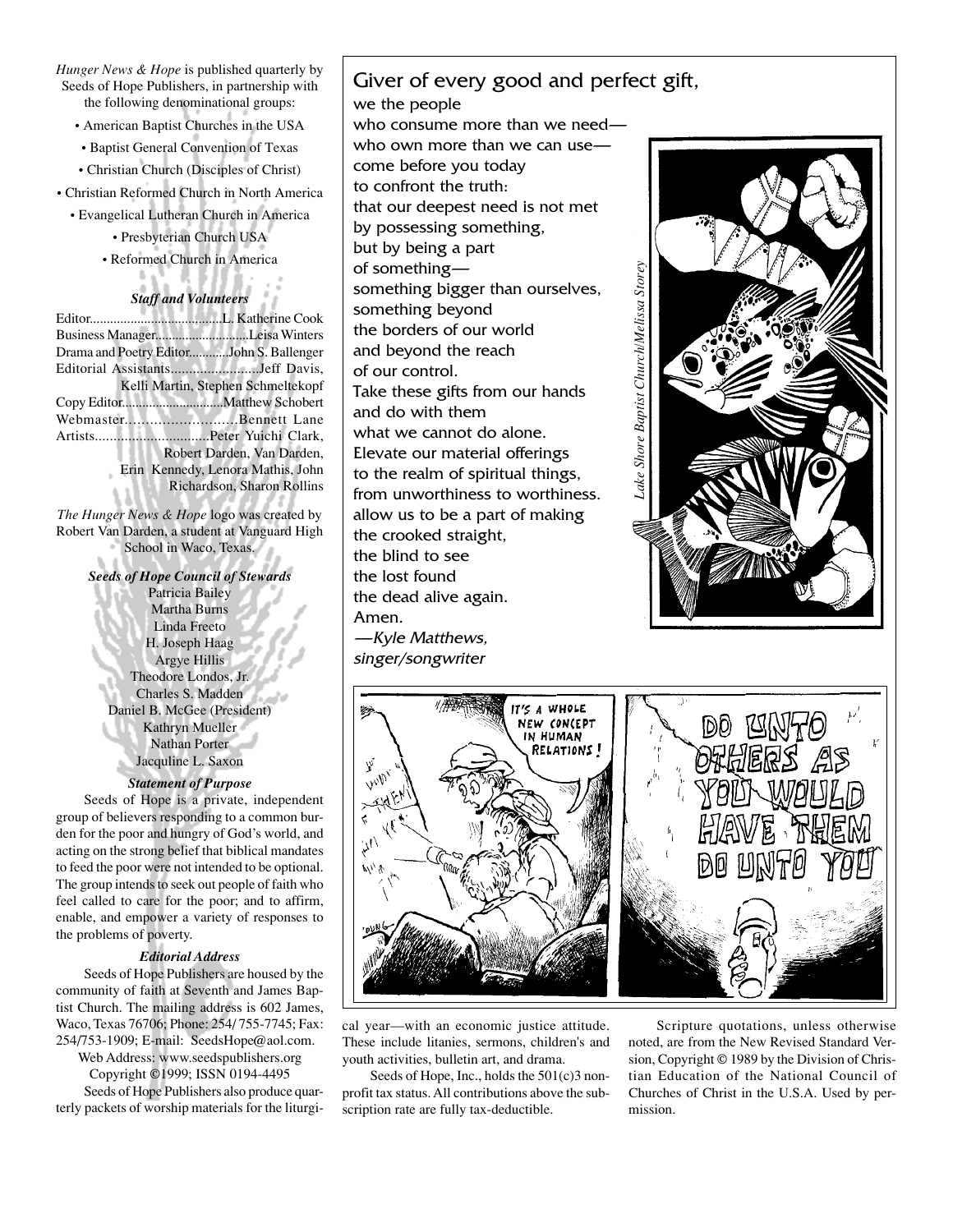*Hunger News & Hope* is published quarterly by Seeds of Hope Publishers, in partnership with the following denominational groups:

- American Baptist Churches in the USA
- Baptist General Convention of Texas
- Christian Church (Disciples of Christ)
- Christian Reformed Church in North America
- Evangelical Lutheran Church in America
- Presbyterian Church USA
- Reformed Church in America

***Staff and Volunteers***

Editor....................................L. Katherine Cook
Business Manager.........................Leisa Winters
Drama and Poetry Editor...........John S. Ballenger
Editorial Assistants.........................Jeff Davis, Kelli Martin, Stephen Schmeltekopf
Copy Editor..............................Matthew Schobert
Webmaster...........................Bennett Lane
Artists...............................Peter Yuichi Clark, Robert Darden, Van Darden, Erin Kennedy, Lenora Mathis, John Richardson, Sharon Rollins

*The Hunger News & Hope* logo was created by Robert Van Darden, a student at Vanguard High School in Waco, Texas.

***Seeds of Hope Council of Stewards***

Patricia Bailey
Martha Burns
Linda Freeto
H. Joseph Haag
Argye Hillis
Theodore Londos, Jr.
Charles S. Madden
Daniel B. McGee (President)
Kathryn Mueller
Nathan Porter
Jacquline L. Saxon

***Statement of Purpose***

Seeds of Hope is a private, independent group of believers responding to a common burden for the poor and hungry of God's world, and acting on the strong belief that biblical mandates to feed the poor were not intended to be optional. The group intends to seek out people of faith who feel called to care for the poor; and to affirm, enable, and empower a variety of responses to the problems of poverty.

***Editorial Address***

Seeds of Hope Publishers are housed by the community of faith at Seventh and James Baptist Church. The mailing address is 602 James, Waco, Texas 76706; Phone: 254/ 755-7745; Fax: 254/753-1909; E-mail: SeedsHope@aol.com.

Web Address: www.seedspublishers.org

Copyright ©1999; ISSN 0194-4495

Seeds of Hope Publishers also produce quarterly packets of worship materials for the liturgical year—with an economic justice attitude. These include litanies, sermons, children's and youth activities, bulletin art, and drama.

Seeds of Hope, Inc., holds the 501(c)3 nonprofit tax status. All contributions above the subscription rate are fully tax-deductible.

Scripture quotations, unless otherwise noted, are from the New Revised Standard Version, Copyright © 1989 by the Division of Christian Education of the National Council of Churches of Christ in the U.S.A. Used by permission.

## Giver of every good and perfect gift,

we the people
who consume more than we need—
who own more than we can use—
come before you today
to confront the truth:
that our deepest need is not met
by possessing something,
but by being a part
of something—
something bigger than ourselves,
something beyond
the borders of our world
and beyond the reach
of our control.
Take these gifts from our hands
and do with them
what we cannot do alone.
Elevate our material offerings
to the realm of spiritual things,
from unworthiness to worthiness.
allow us to be a part of making
the crooked straight,
the blind to see
the lost found
the dead alive again.
Amen.

*—Kyle Matthews, singer/songwriter*

*Lake Shore Baptist Church/Melissa Storey*